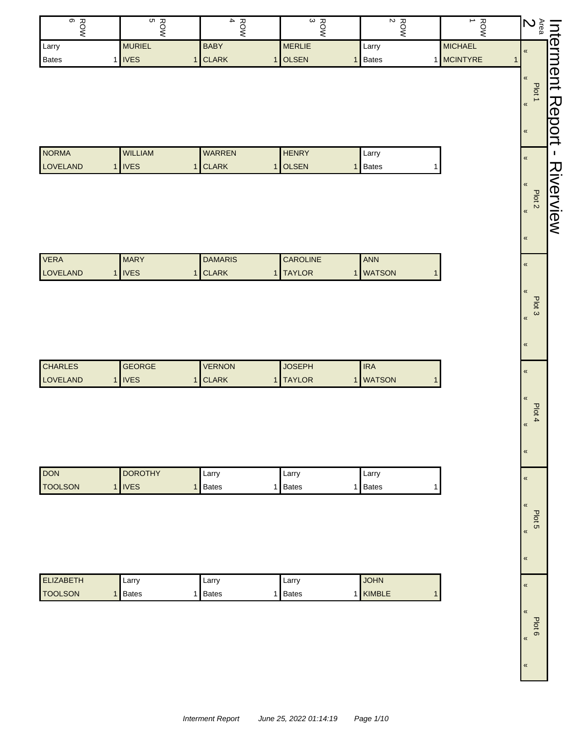# Interment Report - Riverview

## Area 2

| Plot | ROW 6 | ROW 5 | ROW 4 | ROW 3 | ROW 2 | ROW 1 |
|---|---|---|---|---|---|---|
| Plot 1 | Larry Bates 1 | MURIEL IVES 1 | BABY CLARK 1 | MERLIE OLSEN 1 | Larry Bates 1 | MICHAEL MCINTYRE 1 |
| Plot 2 | NORMA LOVELAND 1 | WILLIAM IVES 1 | WARREN CLARK 1 | HENRY OLSEN 1 | Larry Bates 1 | |
| Plot 3 | VERA LOVELAND 1 | MARY IVES 1 | DAMARIS CLARK 1 | CAROLINE TAYLOR 1 | ANN WATSON 1 | |
| Plot 4 | CHARLES LOVELAND 1 | GEORGE IVES 1 | VERNON CLARK 1 | JOSEPH TAYLOR 1 | IRA WATSON 1 | |
| Plot 5 | DON TOOLSON 1 | DOROTHY IVES 1 | Larry Bates 1 | Larry Bates 1 | Larry Bates 1 | |
| Plot 6 | ELIZABETH TOOLSON 1 | Larry Bates 1 | Larry Bates 1 | Larry Bates 1 | JOHN KIMBLE 1 | |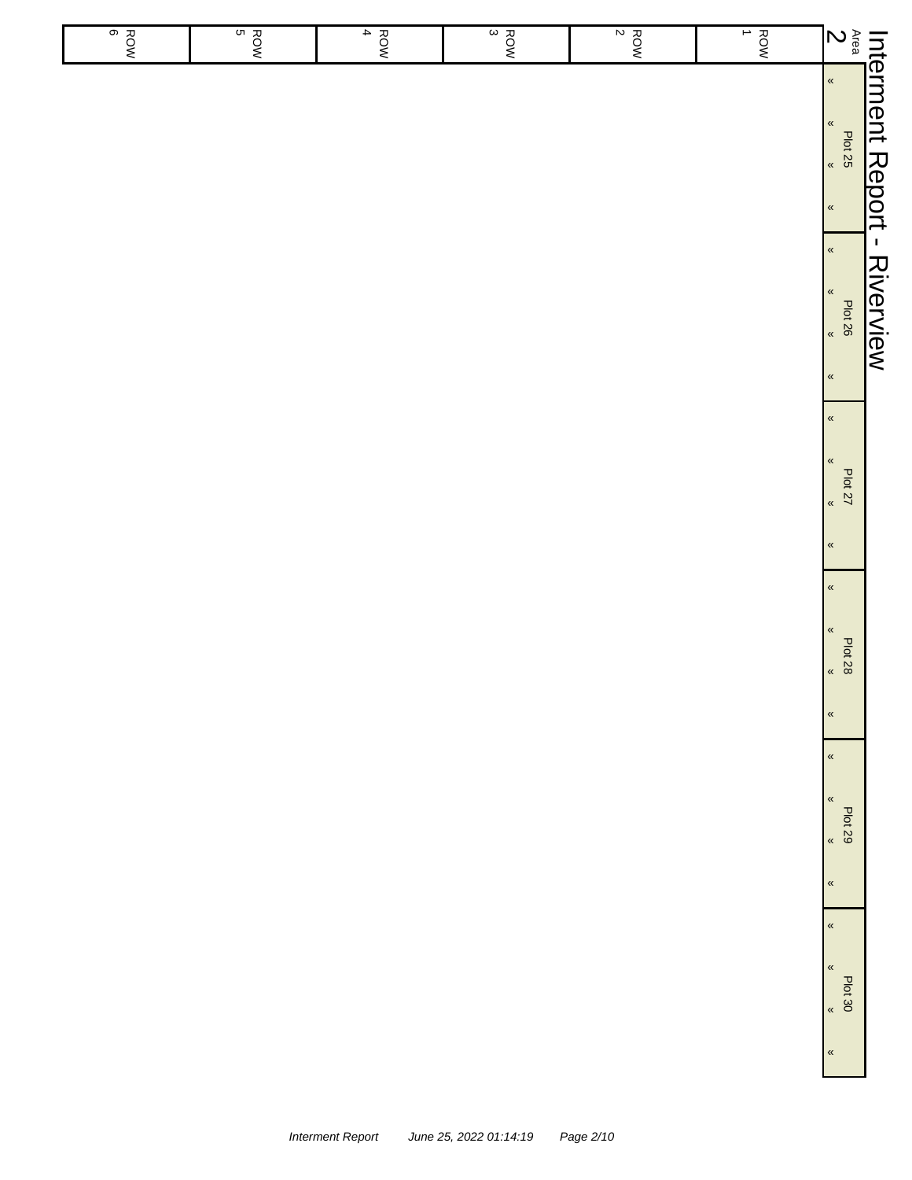# Interment Report - Riverview

| Area 2 | ROW 1 | ROW 2 | ROW 3 | ROW 4 | ROW 5 | ROW 6 |
|---|---|---|---|---|---|---|
| Plot 25 « « « « | | | | | | |
| Plot 26 « « « « | | | | | | |
| Plot 27 « « « « | | | | | | |
| Plot 28 « « « « | | | | | | |
| Plot 29 « « « « | | | | | | |
| Plot 30 « « « « | | | | | | |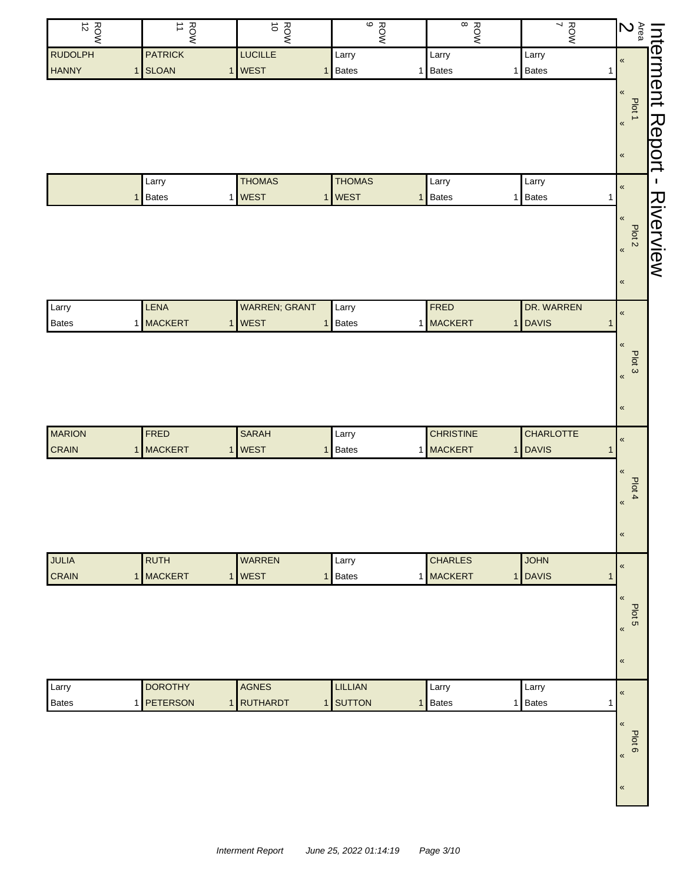# Interment Report - Riverview

**Area 2**

| | ROW 12 | ROW 11 | ROW 10 | ROW 9 | ROW 8 | ROW 7 |
|---|---|---|---|---|---|---|
| Plot 1 | RUDOLPH HANNY 1 | PATRICK SLOAN 1 | LUCILLE WEST 1 | Larry Bates 1 | Larry Bates 1 | Larry Bates 1 |
| Plot 2 | 1 | Larry Bates 1 | THOMAS WEST 1 | THOMAS WEST 1 | Larry Bates 1 | Larry Bates 1 |
| Plot 3 | Larry Bates 1 | LENA MACKERT 1 | WARREN; GRANT WEST 1 | Larry Bates 1 | FRED MACKERT 1 | DR. WARREN DAVIS 1 |
| Plot 4 | MARION CRAIN 1 | FRED MACKERT 1 | SARAH WEST 1 | Larry Bates 1 | CHRISTINE MACKERT 1 | CHARLOTTE DAVIS 1 |
| Plot 5 | JULIA CRAIN 1 | RUTH MACKERT 1 | WARREN WEST 1 | Larry Bates 1 | CHARLES MACKERT 1 | JOHN DAVIS 1 |
| Plot 6 | Larry Bates 1 | DOROTHY PETERSON 1 | AGNES RUTHARDT 1 | LILLIAN SUTTON 1 | Larry Bates 1 | Larry Bates 1 |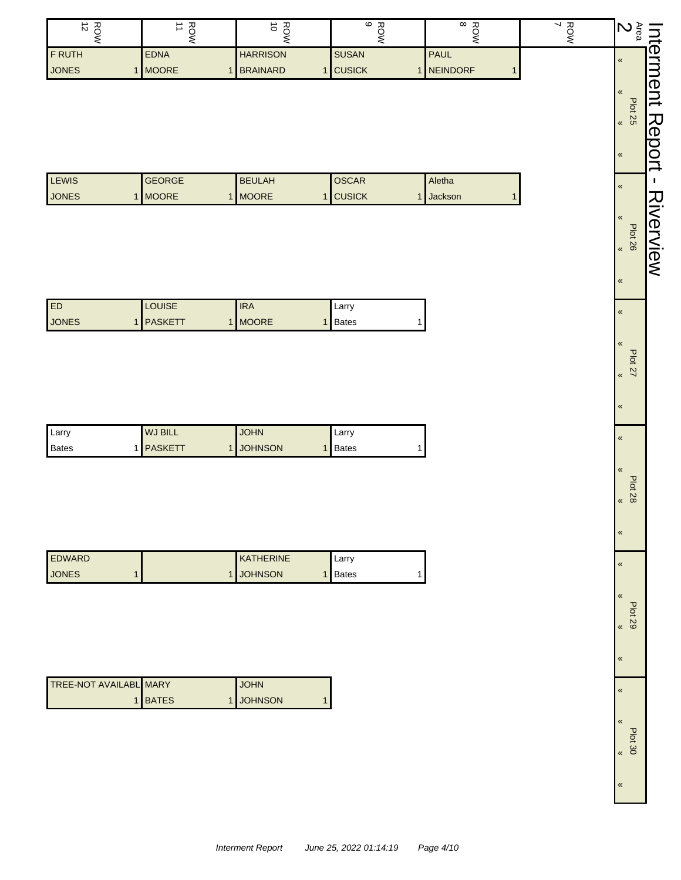# Interment Report - Riverview

## Area 2

| Plot | ROW 12 | ROW 11 | ROW 10 | ROW 9 | ROW 8 | ROW 7 |
|---|---|---|---|---|---|---|
| Plot 25 | F RUTH JONES 1 | EDNA MOORE 1 | HARRISON BRAINARD 1 | SUSAN CUSICK 1 | PAUL NEINDORF 1 | |
| Plot 26 | LEWIS JONES 1 | GEORGE MOORE 1 | BEULAH MOORE 1 | OSCAR CUSICK 1 | Aletha Jackson 1 | |
| Plot 27 | ED JONES 1 | LOUISE PASKETT 1 | IRA MOORE 1 | Larry Bates 1 | | |
| Plot 28 | Larry Bates 1 | WJ BILL PASKETT 1 | JOHN JOHNSON 1 | Larry Bates 1 | | |
| Plot 29 | EDWARD JONES 1 | 1 | KATHERINE JOHNSON 1 | Larry Bates 1 | | |
| Plot 30 | TREE-NOT AVAILABL 1 | MARY BATES 1 | JOHN JOHNSON 1 | | | |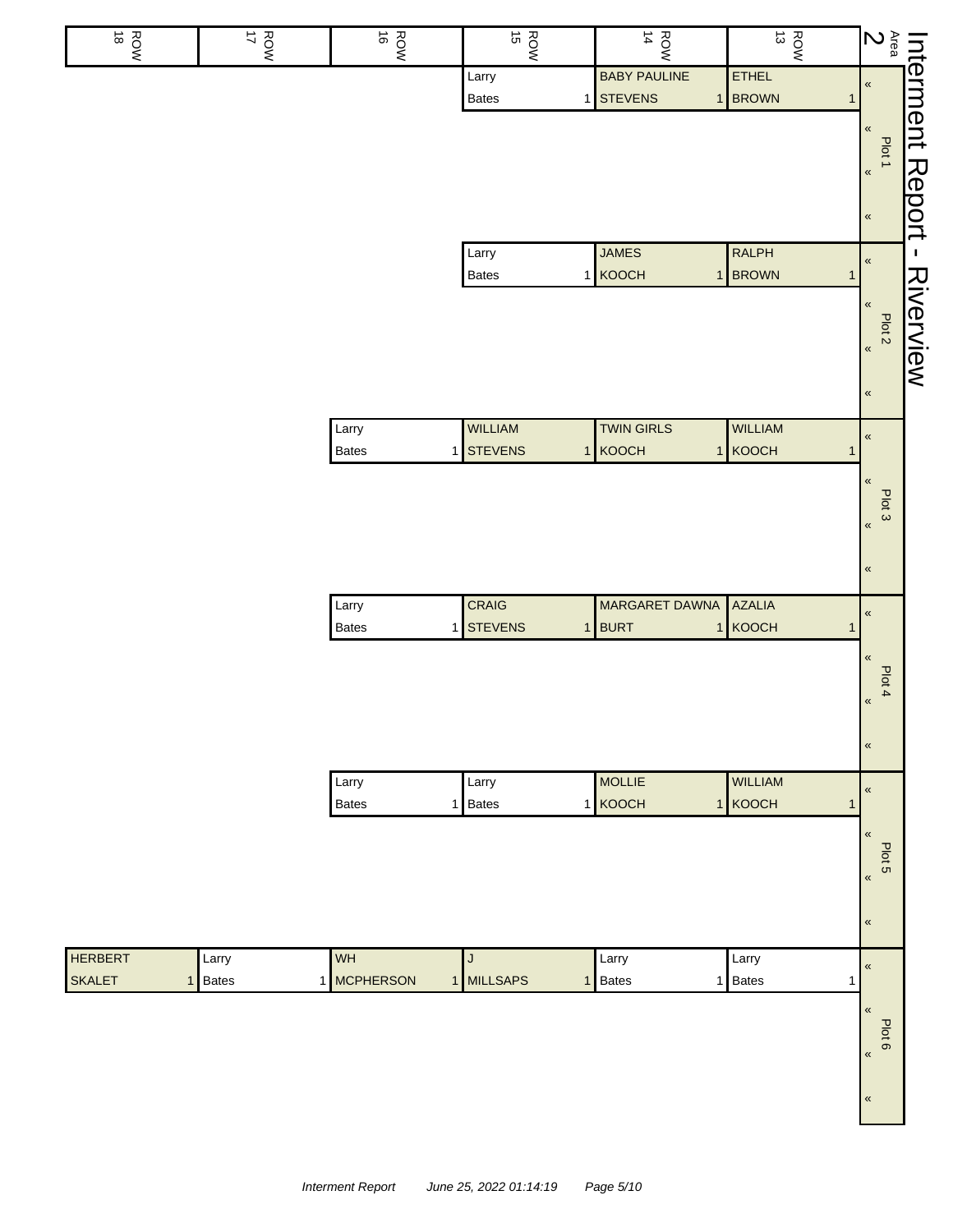# Interment Report - Riverview

Area 2

| Plot | ROW 13 | ROW 14 | ROW 15 | ROW 16 | ROW 17 | ROW 18 |
|---|---|---|---|---|---|---|
| Plot 1 | ETHEL BROWN 1 | BABY PAULINE STEVENS 1 | Larry Bates 1 | | | |
| Plot 2 | RALPH BROWN 1 | JAMES KOOCH 1 | Larry Bates 1 | | | |
| Plot 3 | WILLIAM KOOCH 1 | TWIN GIRLS KOOCH 1 | WILLIAM STEVENS 1 | Larry Bates 1 | | |
| Plot 4 | AZALIA KOOCH 1 | MARGARET DAWNA BURT 1 | CRAIG STEVENS 1 | Larry Bates 1 | | |
| Plot 5 | WILLIAM KOOCH 1 | MOLLIE KOOCH 1 | Larry Bates 1 | Larry Bates 1 | | |
| Plot 6 | Larry Bates 1 | Larry Bates 1 | J MILLSAPS 1 | WH MCPHERSON 1 | Larry Bates 1 | HERBERT SKALET 1 |

*Interment Report June 25, 2022 01:14:19*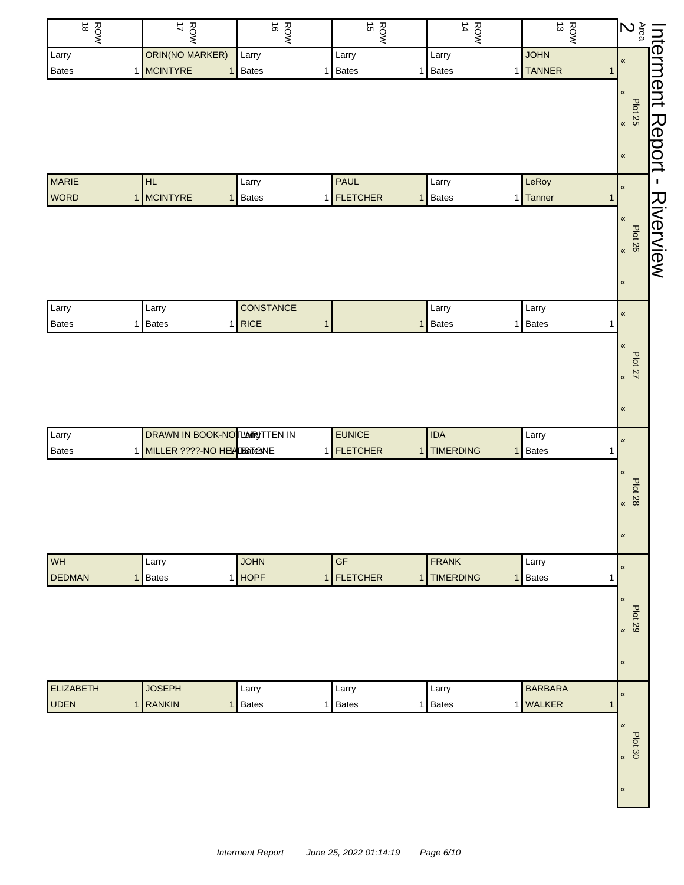# Interment Report - Riverview

## Area 2

| Plot | ROW 13 | ROW 14 | ROW 15 | ROW 16 | ROW 17 | ROW 18 |
|---|---|---|---|---|---|---|
| Plot 25 | JOHN TANNER 1 | Larry Bates 1 | Larry Bates 1 | Larry Bates 1 | ORIN(NO MARKER) MCINTYRE 1 | Larry Bates 1 |
| Plot 26 | LeRoy Tanner 1 | Larry Bates 1 | PAUL FLETCHER 1 | Larry Bates 1 | HL MCINTYRE 1 | MARIE WORD 1 |
| Plot 27 | Larry Bates 1 | Larry Bates 1 | 1 | CONSTANCE RICE 1 | Larry Bates 1 | Larry Bates 1 |
| Plot 28 | Larry Bates 1 | IDA TIMERDING 1 | EUNICE FLETCHER 1 | Larry Bates 1 | DRAWN IN BOOK-NOT WRITTEN IN MILLER ????-NO HEADSTONE 1 | Larry Bates 1 |
| Plot 29 | Larry Bates 1 | FRANK TIMERDING 1 | GF FLETCHER 1 | JOHN HOPF 1 | Larry Bates 1 | WH DEDMAN 1 |
| Plot 30 | BARBARA WALKER 1 | Larry Bates 1 | Larry Bates 1 | Larry Bates 1 | JOSEPH RANKIN 1 | ELIZABETH UDEN 1 |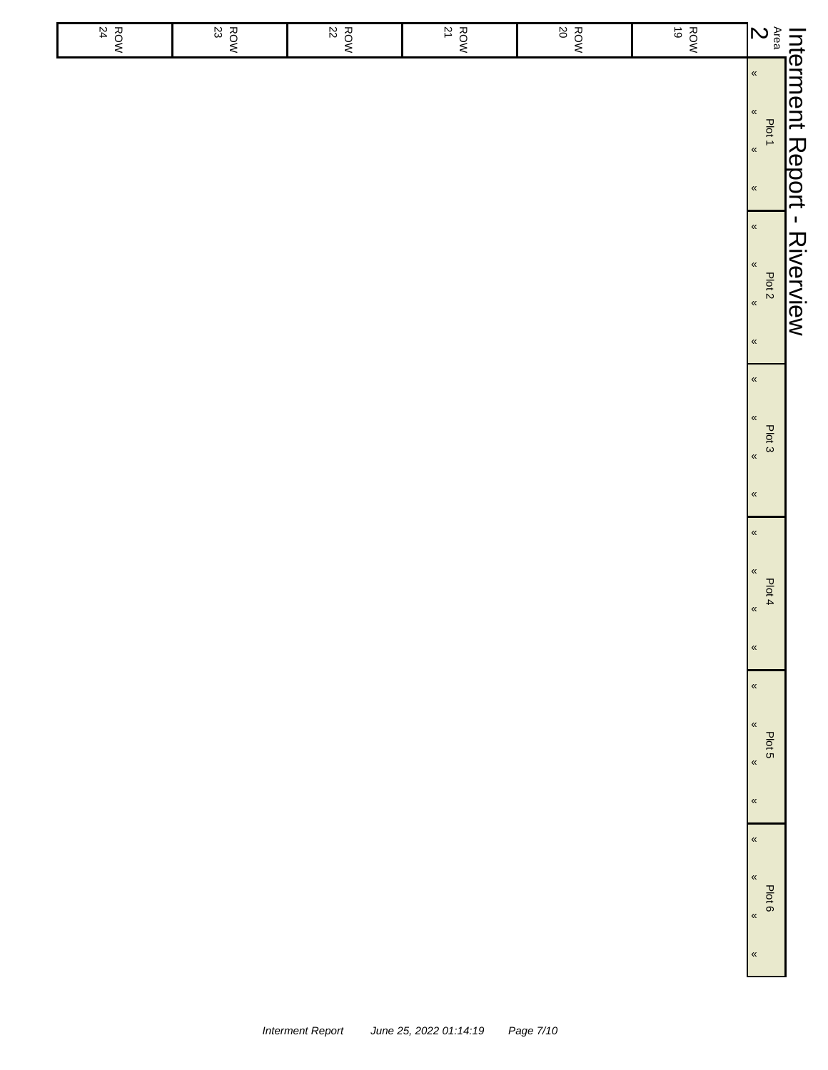# Interment Report - Riverview

| Area 2 | ROW 19 | ROW 20 | ROW 21 | ROW 22 | ROW 23 | ROW 24 |
| --- | --- | --- | --- | --- | --- | --- |
| Plot 1 « « « « | | | | | | |
| Plot 2 « « « « | | | | | | |
| Plot 3 « « « « | | | | | | |
| Plot 4 « « « « | | | | | | |
| Plot 5 « « « « | | | | | | |
| Plot 6 « « « « | | | | | | |

*Interment Report    June 25, 2022 01:14:19*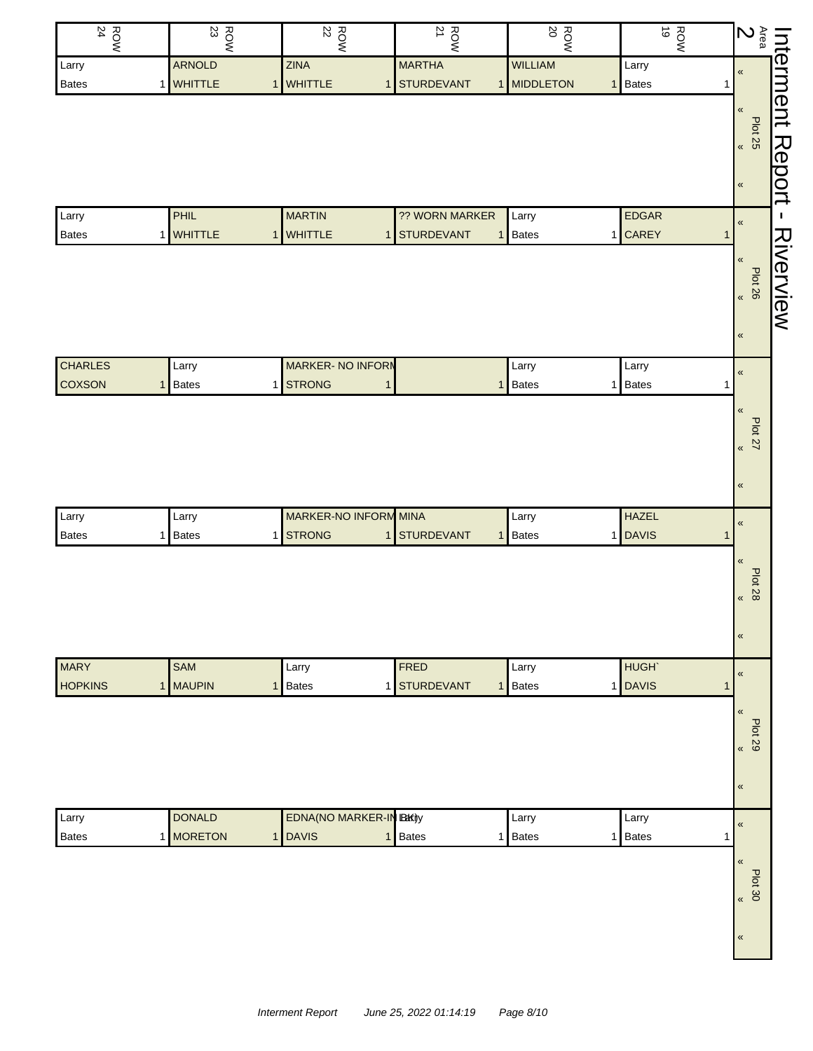# Interment Report - Riverview

Area 2

| Area 2 | ROW 19 | ROW 20 | ROW 21 | ROW 22 | ROW 23 | ROW 24 |
|---|---|---|---|---|---|---|
| Plot 25 | Larry Bates 1 | WILLIAM MIDDLETON 1 | MARTHA STURDEVANT 1 | ZINA WHITTLE 1 | ARNOLD WHITTLE 1 | Larry Bates 1 |
| Plot 26 | EDGAR CAREY 1 | Larry Bates 1 | ?? WORN MARKER STURDEVANT 1 | MARTIN WHITTLE 1 | PHIL WHITTLE 1 | Larry Bates 1 |
| Plot 27 | Larry Bates 1 | Larry Bates 1 | 1 | MARKER- NO INFORM STRONG 1 | Larry Bates 1 | CHARLES COXSON 1 |
| Plot 28 | HAZEL DAVIS 1 | Larry Bates 1 | MINA STURDEVANT 1 | MARKER-NO INFORM STRONG 1 | Larry Bates 1 | Larry Bates 1 |
| Plot 29 | HUGH` DAVIS 1 | Larry Bates 1 | FRED STURDEVANT 1 | Larry Bates 1 | SAM MAUPIN 1 | MARY HOPKINS 1 |
| Plot 30 | Larry Bates 1 | Larry Bates 1 | Larry Bates 1 | EDNA(NO MARKER-IN BK) DAVIS 1 | DONALD MORETON 1 | Larry Bates 1 |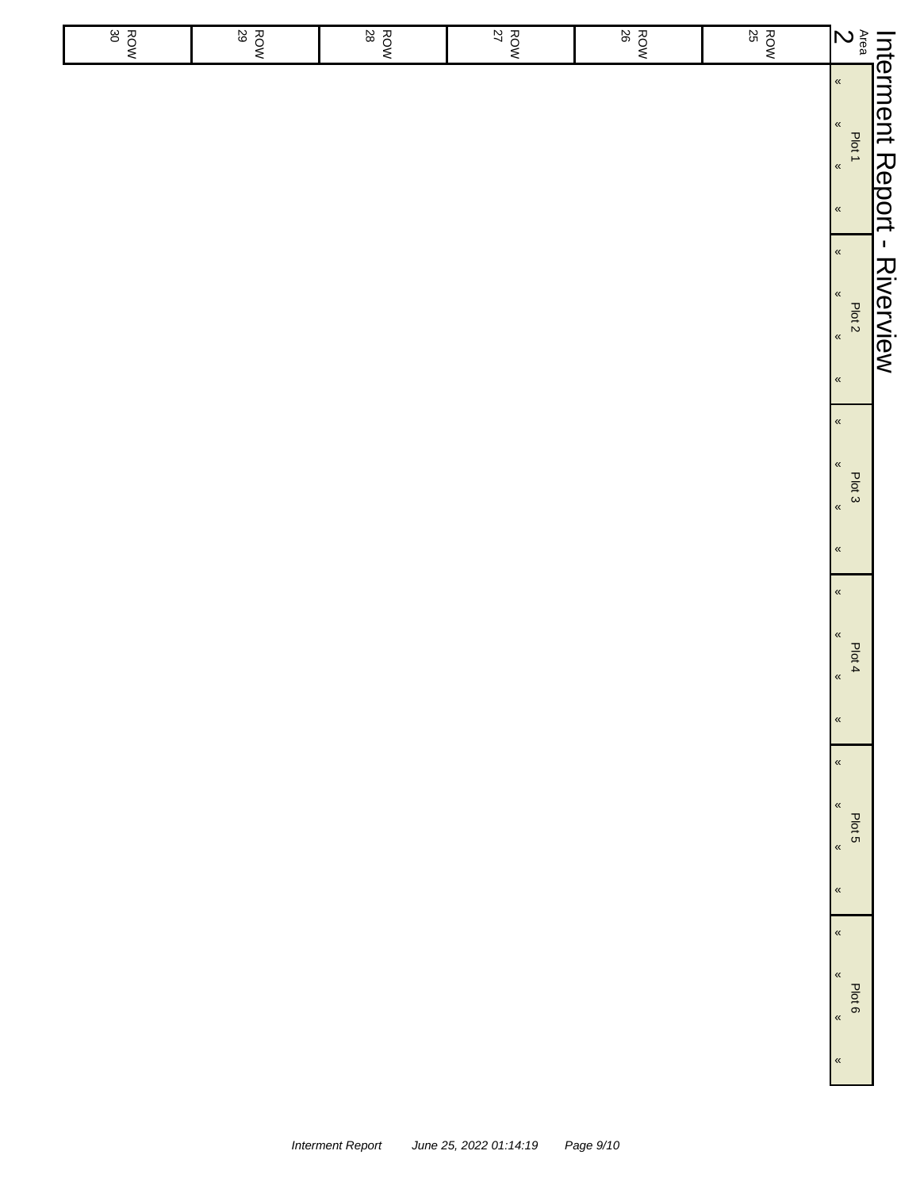# Interment Report - Riverview

| Area 2 | ROW 25 | ROW 26 | ROW 27 | ROW 28 | ROW 29 | ROW 30 |
|---|---|---|---|---|---|---|
| Plot 1 « « « « | | | | | | |
| Plot 2 « « « « | | | | | | |
| Plot 3 « « « « | | | | | | |
| Plot 4 « « « « | | | | | | |
| Plot 5 « « « « | | | | | | |
| Plot 6 « « « « | | | | | | |

*Interment Report*   *June 25, 2022 01:14:19*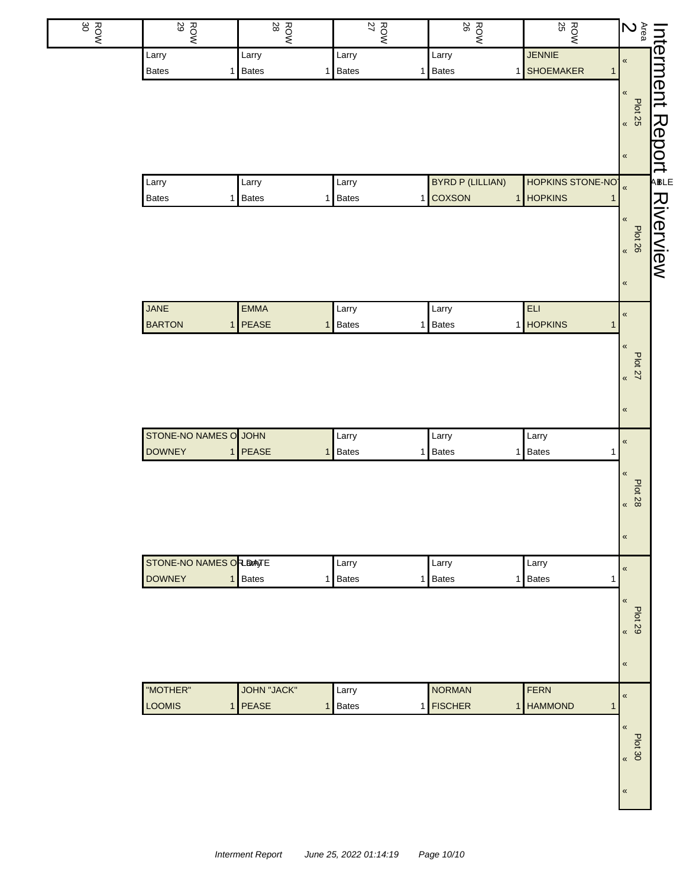# Interment Report Riverview

Area 2

| Plot | ROW 25 | ROW 26 | ROW 27 | ROW 28 | ROW 29 | ROW 30 |
|---|---|---|---|---|---|---|
| Plot 25 | JENNIE SHOEMAKER 1 | Larry Bates 1 | Larry Bates 1 | Larry Bates 1 | Larry Bates 1 | |
| Plot 26 | HOPKINS STONE-NOTABLE HOPKINS 1 | BYRD P (LILLIAN) COXSON 1 | Larry Bates 1 | Larry Bates 1 | Larry Bates 1 | |
| Plot 27 | ELI HOPKINS 1 | Larry Bates 1 | Larry Bates 1 | EMMA PEASE 1 | JANE BARTON 1 | |
| Plot 28 | Larry Bates 1 | Larry Bates 1 | Larry Bates 1 | JOHN PEASE 1 | STONE-NO NAMES O DOWNEY 1 | |
| Plot 29 | Larry Bates 1 | Larry Bates 1 | Larry Bates 1 | Larry Bates 1 | STONE-NO NAMES OR DATE DOWNEY 1 | |
| Plot 30 | FERN HAMMOND 1 | NORMAN FISCHER 1 | Larry Bates 1 | JOHN "JACK" PEASE 1 | "MOTHER" LOOMIS 1 | |